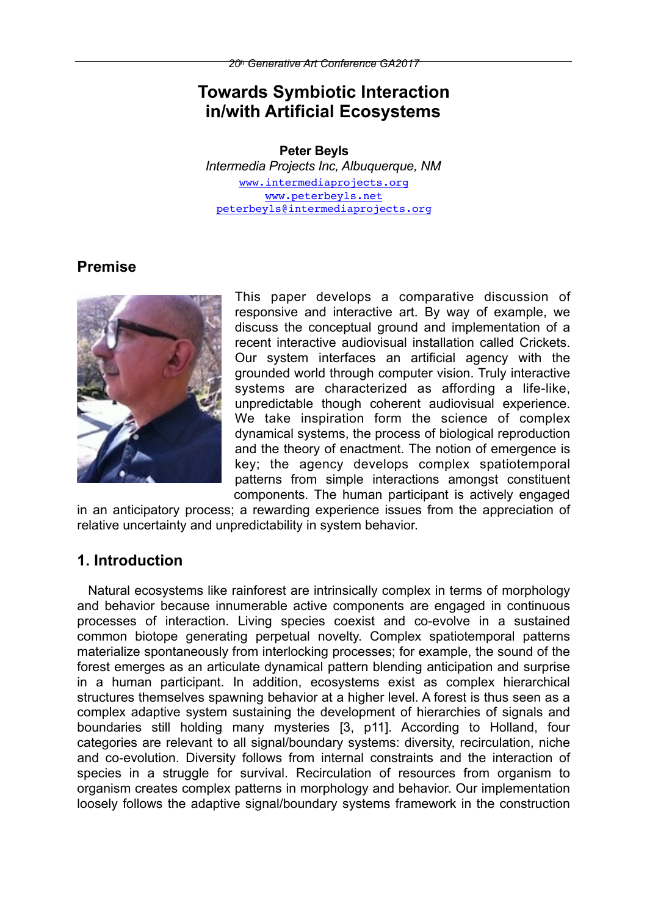# Towards Symbiotic Interaction in/with Artificial Ecosystems

**Peter Beyls**

*Intermedia Projects Inc, Albuquerque, NM*

www.intermediaprojects.org

www.peterbeyls.net

peterbeyls@intermediaprojects.org

## Premise

This paper develops a comparative discussion of responsive and interactive art. By way of example, we discuss the conceptual ground and implementation of a recent interactive audiovisual installation called Crickets. Our system interfaces an artificial agency with the grounded world through computer vision. Truly interactive systems are characterized as affording a life-like, unpredictable though coherent audiovisual experience. We take inspiration form the science of complex dynamical systems, the process of biological reproduction and the theory of enactment. The notion of emergence is key; the agency develops complex spatiotemporal patterns from simple interactions amongst constituent components. The human participant is actively engaged in an anticipatory process; a rewarding experience issues from the appreciation of relative uncertainty and unpredictability in system behavior.

## 1. Introduction

Natural ecosystems like rainforest are intrinsically complex in terms of morphology and behavior because innumerable active components are engaged in continuous processes of interaction. Living species coexist and co-evolve in a sustained common biotope generating perpetual novelty. Complex spatiotemporal patterns materialize spontaneously from interlocking processes; for example, the sound of the forest emerges as an articulate dynamical pattern blending anticipation and surprise in a human participant. In addition, ecosystems exist as complex hierarchical structures themselves spawning behavior at a higher level. A forest is thus seen as a complex adaptive system sustaining the development of hierarchies of signals and boundaries still holding many mysteries [3, p11]. According to Holland, four categories are relevant to all signal/boundary systems: diversity, recirculation, niche and co-evolution. Diversity follows from internal constraints and the interaction of species in a struggle for survival. Recirculation of resources from organism to organism creates complex patterns in morphology and behavior. Our implementation loosely follows the adaptive signal/boundary systems framework in the construction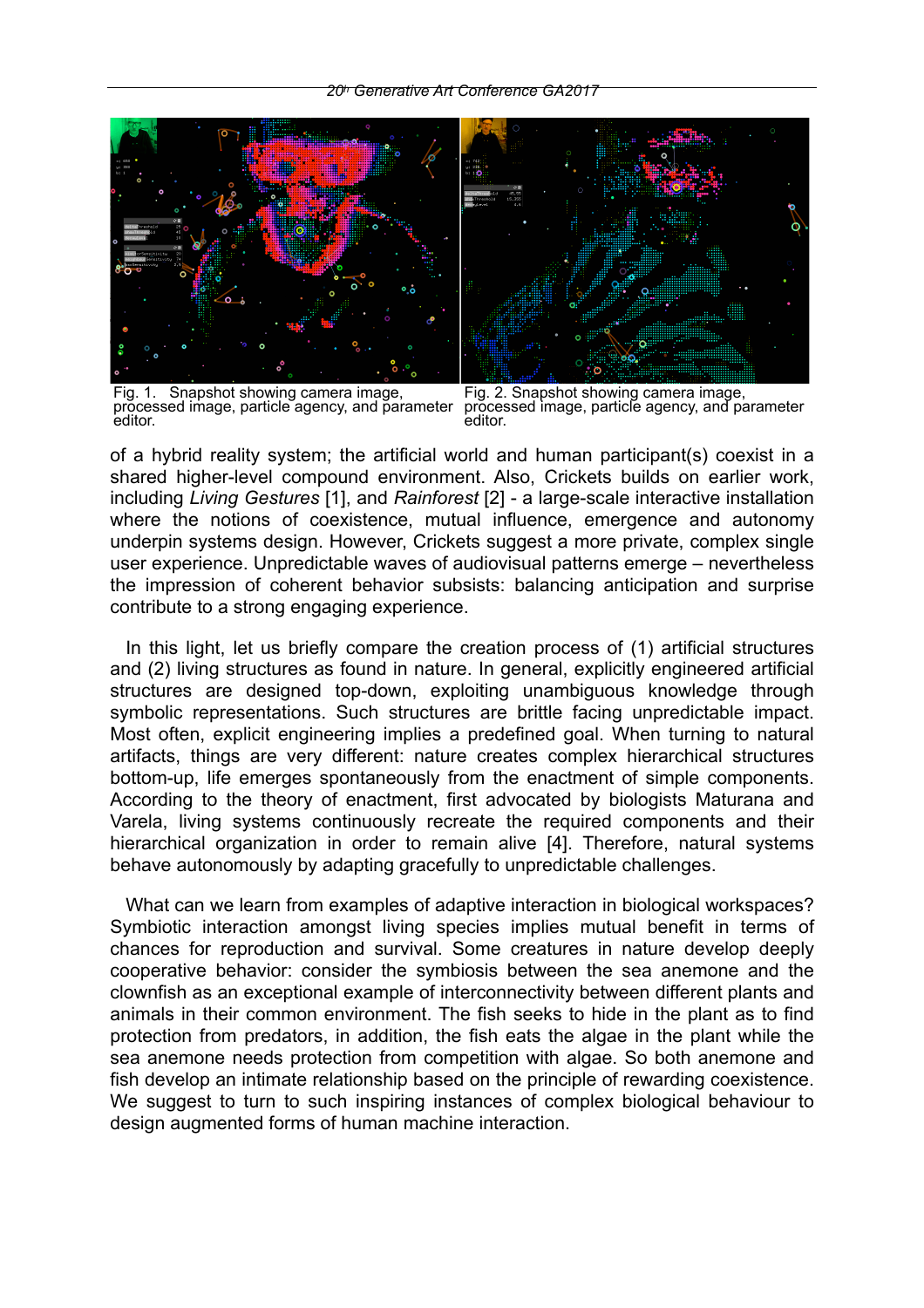Fig. 1. Snapshot showing camera image, processed image, particle agency, and parameter editor.

Fig. 2. Snapshot showing camera image, processed image, particle agency, and parameter editor.

of a hybrid reality system; the artificial world and human participant(s) coexist in a shared higher-level compound environment. Also, Crickets builds on earlier work, including *Living Gestures* [1], and *Rainforest* [2] - a large-scale interactive installation where the notions of coexistence, mutual influence, emergence and autonomy underpin systems design. However, Crickets suggest a more private, complex single user experience. Unpredictable waves of audiovisual patterns emerge – nevertheless the impression of coherent behavior subsists: balancing anticipation and surprise contribute to a strong engaging experience.

In this light, let us briefly compare the creation process of (1) artificial structures and (2) living structures as found in nature. In general, explicitly engineered artificial structures are designed top-down, exploiting unambiguous knowledge through symbolic representations. Such structures are brittle facing unpredictable impact. Most often, explicit engineering implies a predefined goal. When turning to natural artifacts, things are very different: nature creates complex hierarchical structures bottom-up, life emerges spontaneously from the enactment of simple components. According to the theory of enactment, first advocated by biologists Maturana and Varela, living systems continuously recreate the required components and their hierarchical organization in order to remain alive [4]. Therefore, natural systems behave autonomously by adapting gracefully to unpredictable challenges.

What can we learn from examples of adaptive interaction in biological workspaces? Symbiotic interaction amongst living species implies mutual benefit in terms of chances for reproduction and survival. Some creatures in nature develop deeply cooperative behavior: consider the symbiosis between the sea anemone and the clownfish as an exceptional example of interconnectivity between different plants and animals in their common environment. The fish seeks to hide in the plant as to find protection from predators, in addition, the fish eats the algae in the plant while the sea anemone needs protection from competition with algae. So both anemone and fish develop an intimate relationship based on the principle of rewarding coexistence. We suggest to turn to such inspiring instances of complex biological behaviour to design augmented forms of human machine interaction.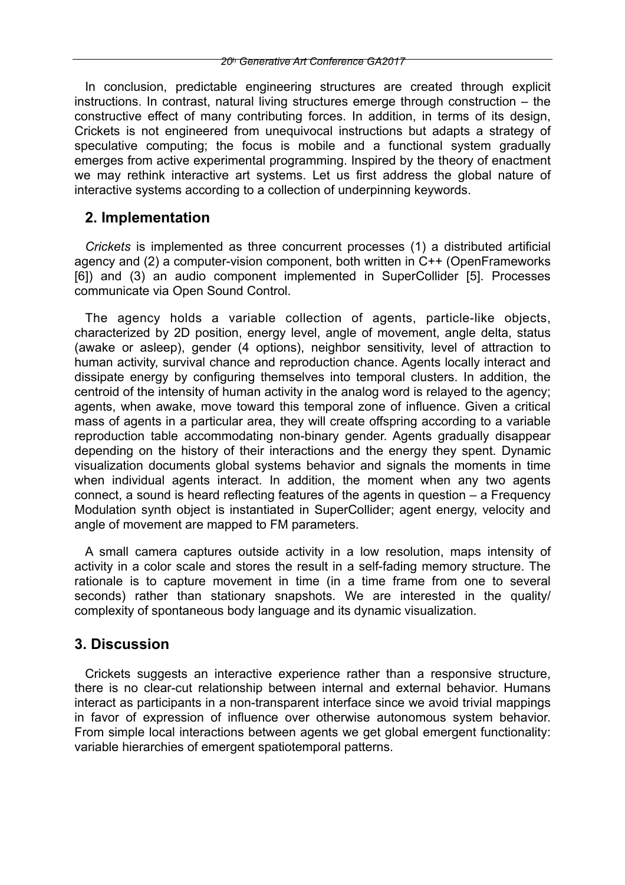In conclusion, predictable engineering structures are created through explicit instructions. In contrast, natural living structures emerge through construction – the constructive effect of many contributing forces. In addition, in terms of its design, Crickets is not engineered from unequivocal instructions but adapts a strategy of speculative computing; the focus is mobile and a functional system gradually emerges from active experimental programming. Inspired by the theory of enactment we may rethink interactive art systems. Let us first address the global nature of interactive systems according to a collection of underpinning keywords.

## 2. Implementation

*Crickets* is implemented as three concurrent processes (1) a distributed artificial agency and (2) a computer-vision component, both written in C++ (OpenFrameworks [6]) and (3) an audio component implemented in SuperCollider [5]. Processes communicate via Open Sound Control.

The agency holds a variable collection of agents, particle-like objects, characterized by 2D position, energy level, angle of movement, angle delta, status (awake or asleep), gender (4 options), neighbor sensitivity, level of attraction to human activity, survival chance and reproduction chance. Agents locally interact and dissipate energy by configuring themselves into temporal clusters. In addition, the centroid of the intensity of human activity in the analog word is relayed to the agency; agents, when awake, move toward this temporal zone of influence. Given a critical mass of agents in a particular area, they will create offspring according to a variable reproduction table accommodating non-binary gender. Agents gradually disappear depending on the history of their interactions and the energy they spent. Dynamic visualization documents global systems behavior and signals the moments in time when individual agents interact. In addition, the moment when any two agents connect, a sound is heard reflecting features of the agents in question – a Frequency Modulation synth object is instantiated in SuperCollider; agent energy, velocity and angle of movement are mapped to FM parameters.

A small camera captures outside activity in a low resolution, maps intensity of activity in a color scale and stores the result in a self-fading memory structure. The rationale is to capture movement in time (in a time frame from one to several seconds) rather than stationary snapshots. We are interested in the quality/complexity of spontaneous body language and its dynamic visualization.

## 3. Discussion

Crickets suggests an interactive experience rather than a responsive structure, there is no clear-cut relationship between internal and external behavior. Humans interact as participants in a non-transparent interface since we avoid trivial mappings in favor of expression of influence over otherwise autonomous system behavior. From simple local interactions between agents we get global emergent functionality: variable hierarchies of emergent spatiotemporal patterns.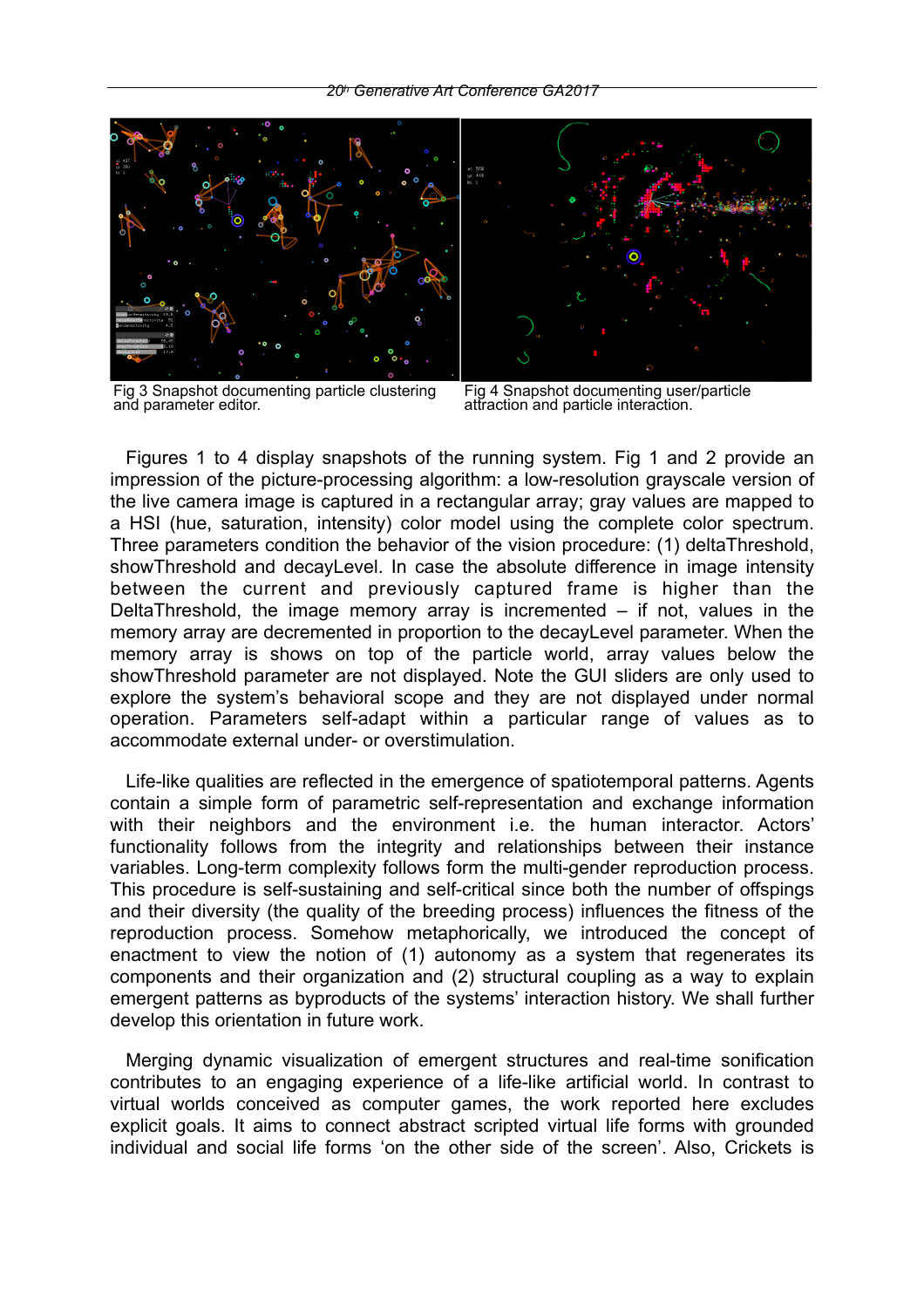Fig 3 Snapshot documenting particle clustering and parameter editor.

Fig 4 Snapshot documenting user/particle attraction and particle interaction.

Figures 1 to 4 display snapshots of the running system. Fig 1 and 2 provide an impression of the picture-processing algorithm: a low-resolution grayscale version of the live camera image is captured in a rectangular array; gray values are mapped to a HSI (hue, saturation, intensity) color model using the complete color spectrum. Three parameters condition the behavior of the vision procedure: (1) deltaThreshold, showThreshold and decayLevel. In case the absolute difference in image intensity between the current and previously captured frame is higher than the DeltaThreshold, the image memory array is incremented – if not, values in the memory array are decremented in proportion to the decayLevel parameter. When the memory array is shows on top of the particle world, array values below the showThreshold parameter are not displayed. Note the GUI sliders are only used to explore the system's behavioral scope and they are not displayed under normal operation. Parameters self-adapt within a particular range of values as to accommodate external under- or overstimulation.

Life-like qualities are reflected in the emergence of spatiotemporal patterns. Agents contain a simple form of parametric self-representation and exchange information with their neighbors and the environment i.e. the human interactor. Actors' functionality follows from the integrity and relationships between their instance variables. Long-term complexity follows form the multi-gender reproduction process. This procedure is self-sustaining and self-critical since both the number of offsprings and their diversity (the quality of the breeding process) influences the fitness of the reproduction process. Somehow metaphorically, we introduced the concept of enactment to view the notion of (1) autonomy as a system that regenerates its components and their organization and (2) structural coupling as a way to explain emergent patterns as byproducts of the systems' interaction history. We shall further develop this orientation in future work.

Merging dynamic visualization of emergent structures and real-time sonification contributes to an engaging experience of a life-like artificial world. In contrast to virtual worlds conceived as computer games, the work reported here excludes explicit goals. It aims to connect abstract scripted virtual life forms with grounded individual and social life forms 'on the other side of the screen'. Also, Crickets is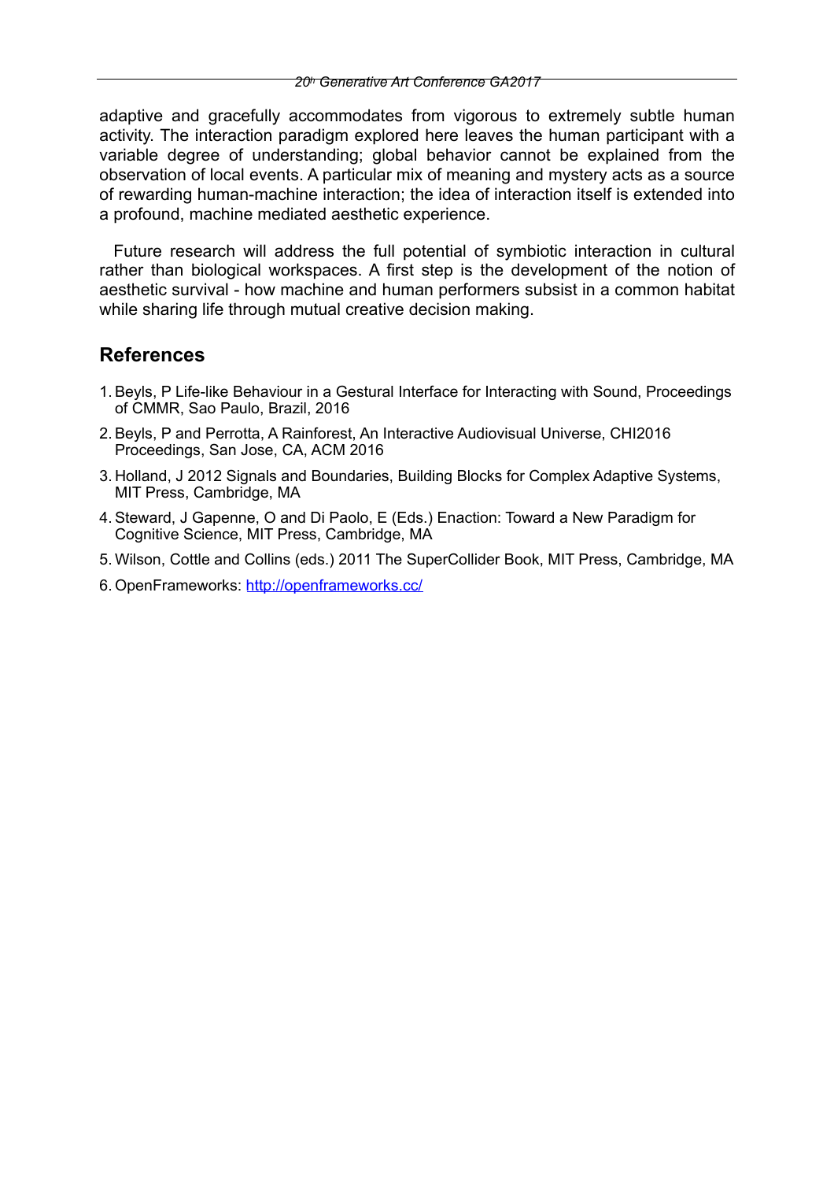adaptive and gracefully accommodates from vigorous to extremely subtle human activity. The interaction paradigm explored here leaves the human participant with a variable degree of understanding; global behavior cannot be explained from the observation of local events. A particular mix of meaning and mystery acts as a source of rewarding human-machine interaction; the idea of interaction itself is extended into a profound, machine mediated aesthetic experience.

Future research will address the full potential of symbiotic interaction in cultural rather than biological workspaces. A first step is the development of the notion of aesthetic survival - how machine and human performers subsist in a common habitat while sharing life through mutual creative decision making.

## References

1. Beyls, P Life-like Behaviour in a Gestural Interface for Interacting with Sound, Proceedings of CMMR, Sao Paulo, Brazil, 2016
2. Beyls, P and Perrotta, A Rainforest, An Interactive Audiovisual Universe, CHI2016 Proceedings, San Jose, CA, ACM 2016
3. Holland, J 2012 Signals and Boundaries, Building Blocks for Complex Adaptive Systems, MIT Press, Cambridge, MA
4. Steward, J Gapenne, O and Di Paolo, E (Eds.) Enaction: Toward a New Paradigm for Cognitive Science, MIT Press, Cambridge, MA
5. Wilson, Cottle and Collins (eds.) 2011 The SuperCollider Book, MIT Press, Cambridge, MA
6. OpenFrameworks: http://openframeworks.cc/